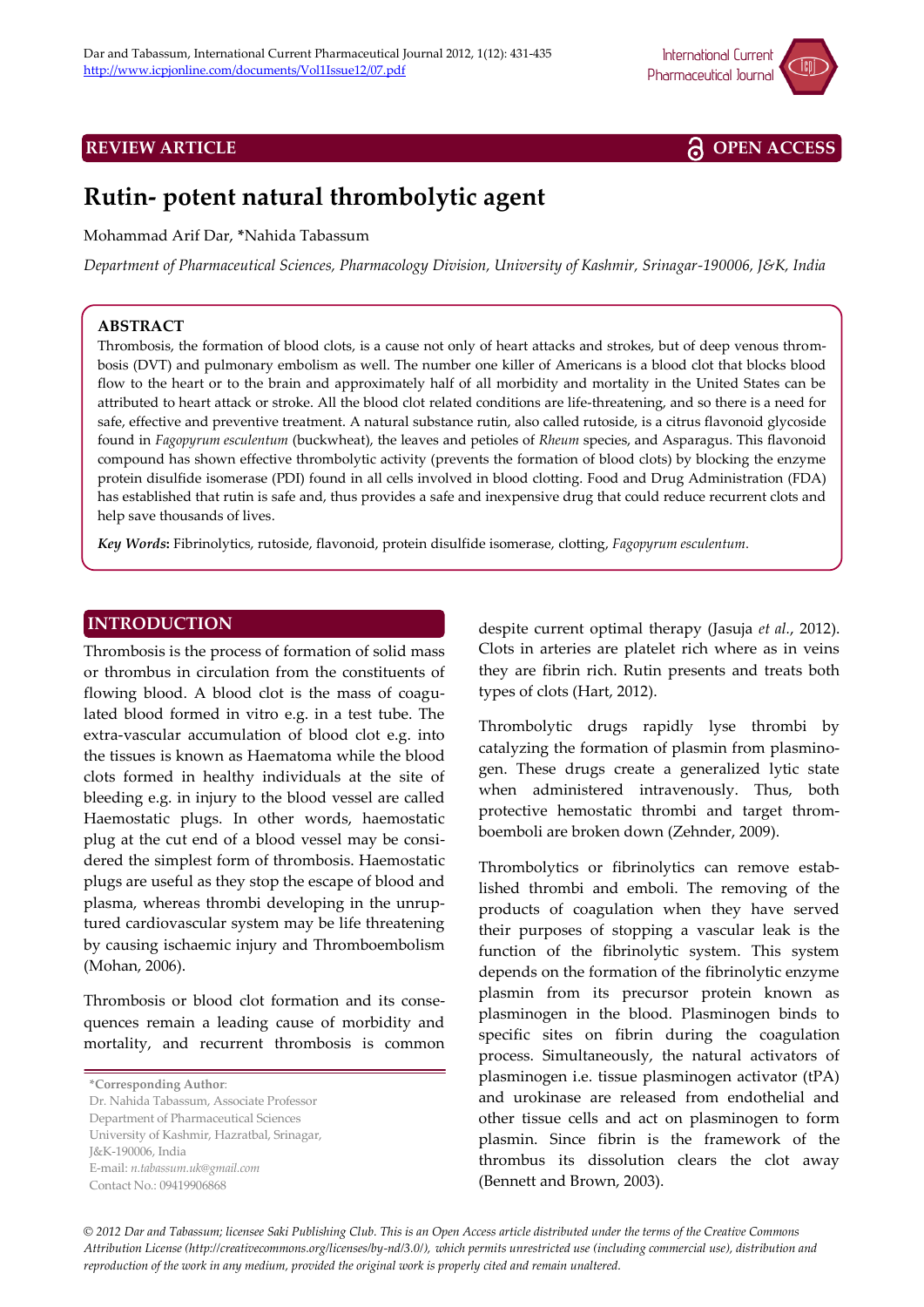REVIEW ARTICLE

OPEN ACCESS

# Rutin- potent natural thrombolytic agent

Mohammad Arif Dar, *Nahida Tabassum

*Department of Pharmaceutical Sciences, Pharmacology Division, University of Kashmir, Srinagar-190006, J&K, India*

## ABSTRACT

Thrombosis, the formation of blood clots, is a cause not only of heart attacks and strokes, but of deep venous thrombosis (DVT) and pulmonary embolism as well. The number one killer of Americans is a blood clot that blocks blood flow to the heart or to the brain and approximately half of all morbidity and mortality in the United States can be attributed to heart attack or stroke. All the blood clot related conditions are life-threatening, and so there is a need for safe, effective and preventive treatment. A natural substance rutin, also called rutoside, is a citrus flavonoid glycoside found in *Fagopyrum esculentum* (buckwheat), the leaves and petioles of *Rheum* species, and Asparagus. This flavonoid compound has shown effective thrombolytic activity (prevents the formation of blood clots) by blocking the enzyme protein disulfide isomerase (PDI) found in all cells involved in blood clotting. Food and Drug Administration (FDA) has established that rutin is safe and, thus provides a safe and inexpensive drug that could reduce recurrent clots and help save thousands of lives.

***Key Words*:** Fibrinolytics, rutoside, flavonoid, protein disulfide isomerase, clotting, *Fagopyrum esculentum*.

## INTRODUCTION

Thrombosis is the process of formation of solid mass or thrombus in circulation from the constituents of flowing blood. A blood clot is the mass of coagulated blood formed in vitro e.g. in a test tube. The extra-vascular accumulation of blood clot e.g. into the tissues is known as Haematoma while the blood clots formed in healthy individuals at the site of bleeding e.g. in injury to the blood vessel are called Haemostatic plugs. In other words, haemostatic plug at the cut end of a blood vessel may be considered the simplest form of thrombosis. Haemostatic plugs are useful as they stop the escape of blood and plasma, whereas thrombi developing in the unruptured cardiovascular system may be life threatening by causing ischaemic injury and Thromboembolism (Mohan, 2006).

Thrombosis or blood clot formation and its consequences remain a leading cause of morbidity and mortality, and recurrent thrombosis is common despite current optimal therapy (Jasuja *et al.*, 2012). Clots in arteries are platelet rich where as in veins they are fibrin rich. Rutin presents and treats both types of clots (Hart, 2012).

Thrombolytic drugs rapidly lyse thrombi by catalyzing the formation of plasmin from plasminogen. These drugs create a generalized lytic state when administered intravenously. Thus, both protective hemostatic thrombi and target thromboemboli are broken down (Zehnder, 2009).

Thrombolytics or fibrinolytics can remove established thrombi and emboli. The removing of the products of coagulation when they have served their purposes of stopping a vascular leak is the function of the fibrinolytic system. This system depends on the formation of the fibrinolytic enzyme plasmin from its precursor protein known as plasminogen in the blood. Plasminogen binds to specific sites on fibrin during the coagulation process. Simultaneously, the natural activators of plasminogen i.e. tissue plasminogen activator (tPA) and urokinase are released from endothelial and other tissue cells and act on plasminogen to form plasmin. Since fibrin is the framework of the thrombus its dissolution clears the clot away (Bennett and Brown, 2003).

*Corresponding Author:
Dr. Nahida Tabassum, Associate Professor
Department of Pharmaceutical Sciences
University of Kashmir, Hazratbal, Srinagar,
J&K-190006, India
E-mail: *n.tabassum.uk@gmail.com*
Contact No.: 09419906868

*© 2012 Dar and Tabassum; licensee Saki Publishing Club. This is an Open Access article distributed under the terms of the Creative Commons Attribution License (http://creativecommons.org/licenses/by-nd/3.0/), which permits unrestricted use (including commercial use), distribution and reproduction of the work in any medium, provided the original work is properly cited and remain unaltered.*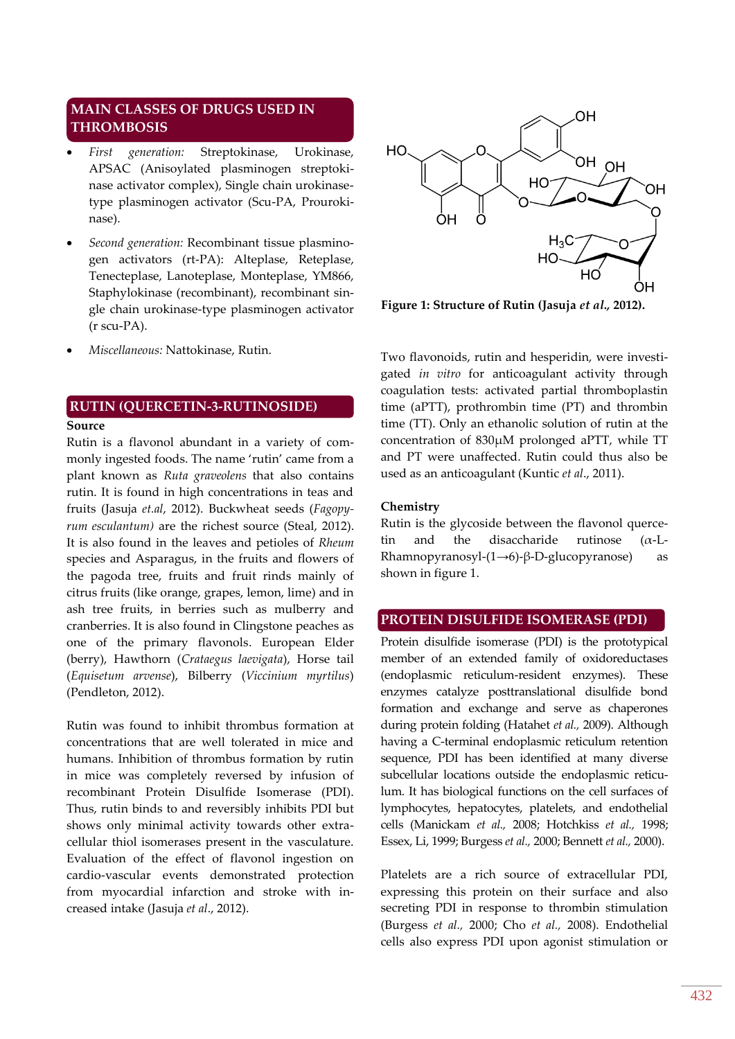## MAIN CLASSES OF DRUGS USED IN THROMBOSIS

- *First generation:* Streptokinase, Urokinase, APSAC (Anisoylated plasminogen streptokinase activator complex), Single chain urokinase-type plasminogen activator (Scu-PA, Prourokinase).
- *Second generation:* Recombinant tissue plasminogen activators (rt-PA): Alteplase, Reteplase, Tenecteplase, Lanoteplase, Monteplase, YM866, Staphylokinase (recombinant), recombinant single chain urokinase-type plasminogen activator (r scu-PA).
- *Miscellaneous:* Nattokinase, Rutin.

## RUTIN (QUERCETIN-3-RUTINOSIDE)

### Source

Rutin is a flavonol abundant in a variety of commonly ingested foods. The name 'rutin' came from a plant known as *Ruta graveolens* that also contains rutin. It is found in high concentrations in teas and fruits (Jasuja *et.al*, 2012). Buckwheat seeds (*Fagopyrum esculantum)* are the richest source (Steal, 2012). It is also found in the leaves and petioles of *Rheum* species and Asparagus, in the fruits and flowers of the pagoda tree, fruits and fruit rinds mainly of citrus fruits (like orange, grapes, lemon, lime) and in ash tree fruits, in berries such as mulberry and cranberries. It is also found in Clingstone peaches as one of the primary flavonols. European Elder (berry), Hawthorn (*Crataegus laevigata*), Horse tail (*Equisetum arvense*), Bilberry (*Viccinium myrtilus*) (Pendleton, 2012).

Rutin was found to inhibit thrombus formation at concentrations that are well tolerated in mice and humans. Inhibition of thrombus formation by rutin in mice was completely reversed by infusion of recombinant Protein Disulfide Isomerase (PDI). Thus, rutin binds to and reversibly inhibits PDI but shows only minimal activity towards other extracellular thiol isomerases present in the vasculature. Evaluation of the effect of flavonol ingestion on cardio-vascular events demonstrated protection from myocardial infarction and stroke with increased intake (Jasuja *et al*., 2012).

**Figure 1: Structure of Rutin (Jasuja *et al.*, 2012).**

Two flavonoids, rutin and hesperidin, were investigated *in vitro* for anticoagulant activity through coagulation tests: activated partial thromboplastin time (aPTT), prothrombin time (PT) and thrombin time (TT). Only an ethanolic solution of rutin at the concentration of 830μM prolonged aPTT, while TT and PT were unaffected. Rutin could thus also be used as an anticoagulant (Kuntic *et al*., 2011).

### Chemistry

Rutin is the glycoside between the flavonol quercetin and the disaccharide rutinose (α-L-Rhamnopyranosyl-(1→6)-β-D-glucopyranose) as shown in figure 1.

## PROTEIN DISULFIDE ISOMERASE (PDI)

Protein disulfide isomerase (PDI) is the prototypical member of an extended family of oxidoreductases (endoplasmic reticulum-resident enzymes). These enzymes catalyze posttranslational disulfide bond formation and exchange and serve as chaperones during protein folding (Hatahet *et al.,* 2009). Although having a C-terminal endoplasmic reticulum retention sequence, PDI has been identified at many diverse subcellular locations outside the endoplasmic reticulum. It has biological functions on the cell surfaces of lymphocytes, hepatocytes, platelets, and endothelial cells (Manickam *et al.,* 2008; Hotchkiss *et al.,* 1998; Essex, Li, 1999; Burgess *et al.,* 2000; Bennett *et al.,* 2000).

Platelets are a rich source of extracellular PDI, expressing this protein on their surface and also secreting PDI in response to thrombin stimulation (Burgess *et al.,* 2000; Cho *et al.,* 2008). Endothelial cells also express PDI upon agonist stimulation or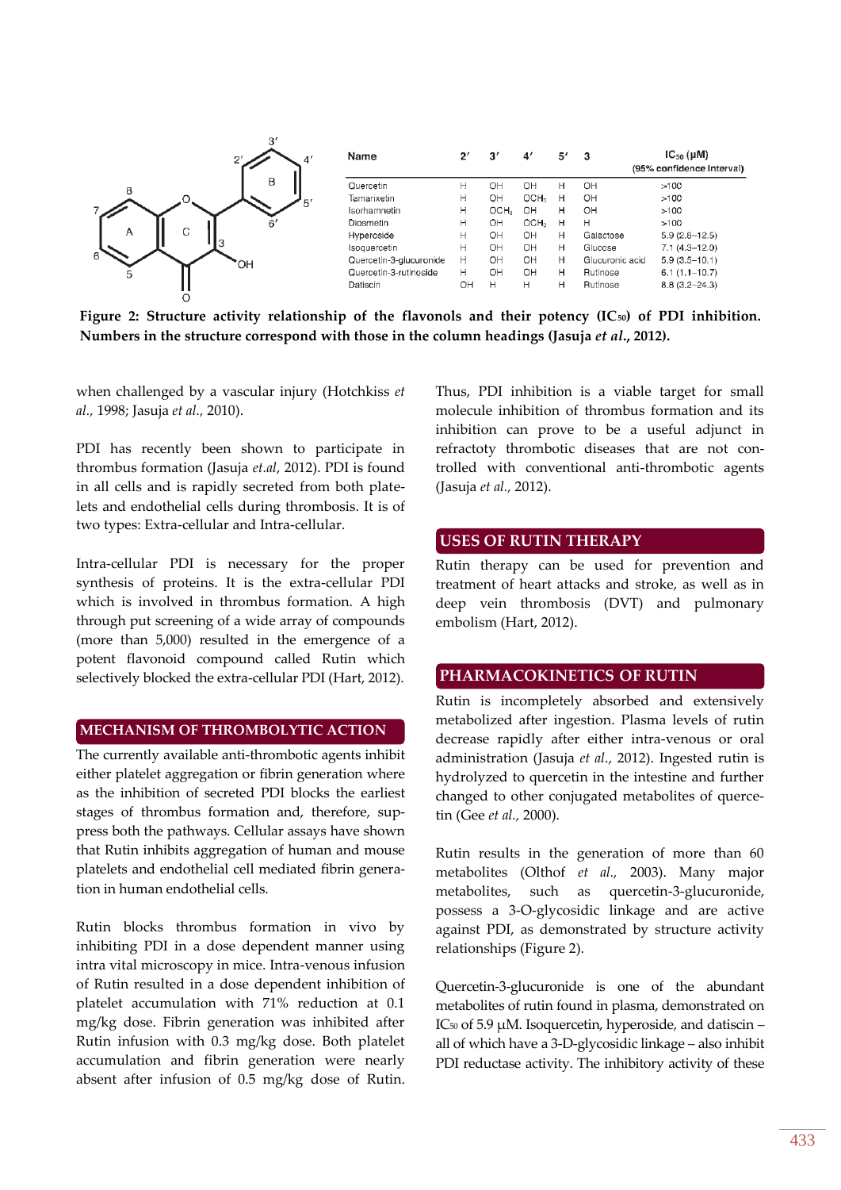| Name | 2′ | 3′ | 4′ | 5′ | 3 | $IC_{50}$ (μM) (95% confidence interval) |
|---|---|---|---|---|---|---|
| Quercetin | H | OH | OH | H | OH | >100 |
| Tamarixetin | H | OH | $OCH_3$ | H | OH | >100 |
| Isorhamnetin | H | $OCH_3$ | OH | H | OH | >100 |
| Diosmetin | H | OH | $OCH_3$ | H | H | >100 |
| Hyperoside | H | OH | OH | H | Galactose | 5.9 (2.8–12.5) |
| Isoquercetin | H | OH | OH | H | Glucose | 7.1 (4.3–12.0) |
| Quercetin-3-glucuronide | H | OH | OH | H | Glucuronic acid | 5.9 (3.5–10.1) |
| Quercetin-3-rutinoside | H | OH | OH | H | Rutinose | 6.1 (1.1–10.7) |
| Datiscin | OH | H | H | H | Rutinose | 8.8 (3.2–24.3) |

**Figure 2: Structure activity relationship of the flavonols and their potency ($IC_{50}$) of PDI inhibition. Numbers in the structure correspond with those in the column headings (Jasuja *et al*., 2012).**

when challenged by a vascular injury (Hotchkiss *et al.,* 1998; Jasuja *et al.,* 2010).

PDI has recently been shown to participate in thrombus formation (Jasuja *et.al*, 2012). PDI is found in all cells and is rapidly secreted from both platelets and endothelial cells during thrombosis. It is of two types: Extra-cellular and Intra-cellular.

Intra-cellular PDI is necessary for the proper synthesis of proteins. It is the extra-cellular PDI which is involved in thrombus formation. A high through put screening of a wide array of compounds (more than 5,000) resulted in the emergence of a potent flavonoid compound called Rutin which selectively blocked the extra-cellular PDI (Hart, 2012).

## MECHANISM OF THROMBOLYTIC ACTION

The currently available anti-thrombotic agents inhibit either platelet aggregation or fibrin generation where as the inhibition of secreted PDI blocks the earliest stages of thrombus formation and, therefore, suppress both the pathways. Cellular assays have shown that Rutin inhibits aggregation of human and mouse platelets and endothelial cell mediated fibrin generation in human endothelial cells.

Rutin blocks thrombus formation in vivo by inhibiting PDI in a dose dependent manner using intra vital microscopy in mice. Intra-venous infusion of Rutin resulted in a dose dependent inhibition of platelet accumulation with 71% reduction at 0.1 mg/kg dose. Fibrin generation was inhibited after Rutin infusion with 0.3 mg/kg dose. Both platelet accumulation and fibrin generation were nearly absent after infusion of 0.5 mg/kg dose of Rutin. Thus, PDI inhibition is a viable target for small molecule inhibition of thrombus formation and its inhibition can prove to be a useful adjunct in refractoty thrombotic diseases that are not controlled with conventional anti-thrombotic agents (Jasuja *et al.,* 2012).

## USES OF RUTIN THERAPY

Rutin therapy can be used for prevention and treatment of heart attacks and stroke, as well as in deep vein thrombosis (DVT) and pulmonary embolism (Hart, 2012).

## PHARMACOKINETICS OF RUTIN

Rutin is incompletely absorbed and extensively metabolized after ingestion. Plasma levels of rutin decrease rapidly after either intra-venous or oral administration (Jasuja *et al*., 2012). Ingested rutin is hydrolyzed to quercetin in the intestine and further changed to other conjugated metabolites of quercetin (Gee *et al*., 2000).

Rutin results in the generation of more than 60 metabolites (Olthof *et al.,* 2003). Many major metabolites, such as quercetin-3-glucuronide, possess a 3-O-glycosidic linkage and are active against PDI, as demonstrated by structure activity relationships (Figure 2).

Quercetin-3-glucuronide is one of the abundant metabolites of rutin found in plasma, demonstrated on $IC_{50}$ of 5.9 μM. Isoquercetin, hyperoside, and datiscin – all of which have a 3-D-glycosidic linkage – also inhibit PDI reductase activity. The inhibitory activity of these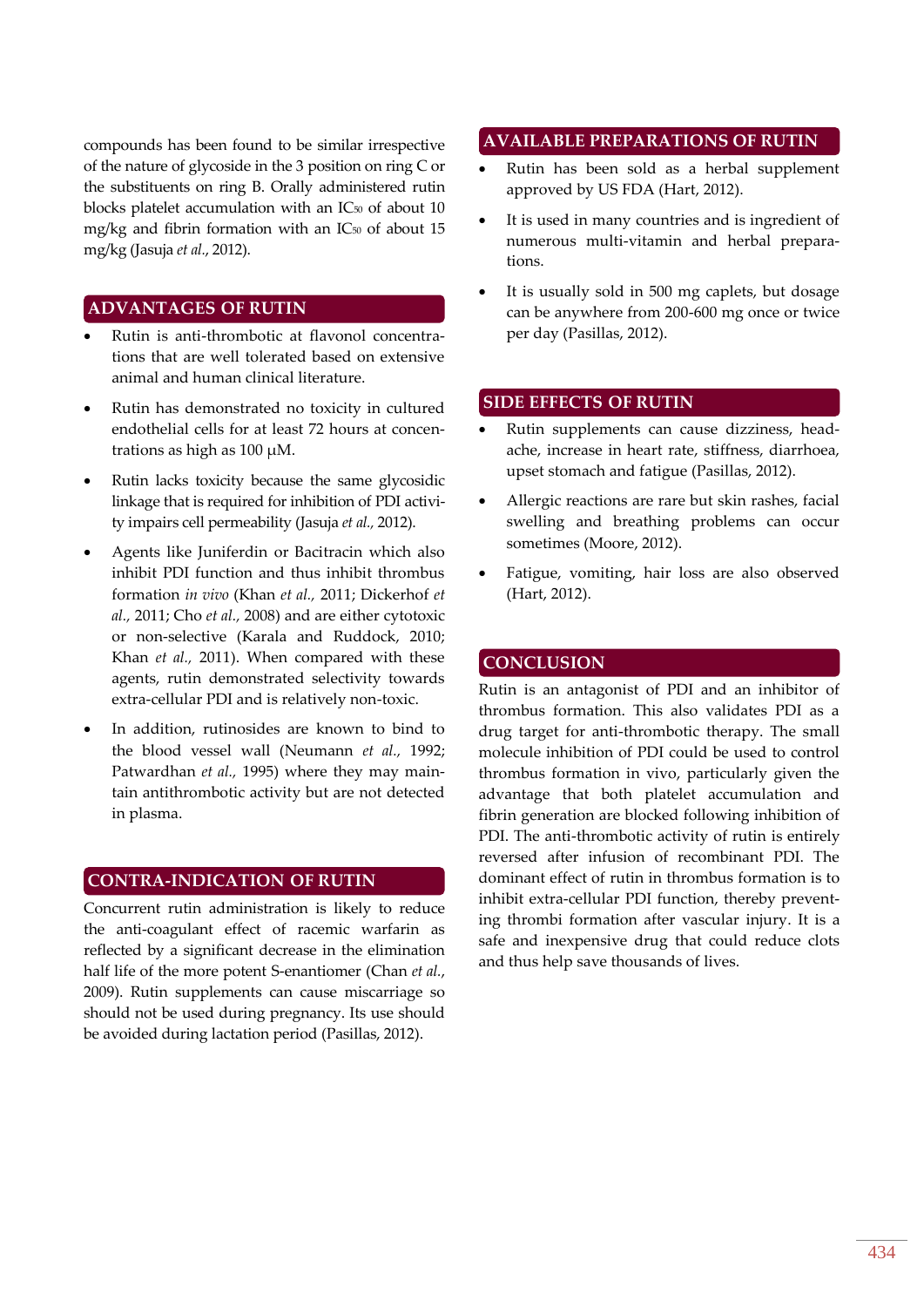compounds has been found to be similar irrespective of the nature of glycoside in the 3 position on ring C or the substituents on ring B. Orally administered rutin blocks platelet accumulation with an $IC_{50}$ of about 10 mg/kg and fibrin formation with an $IC_{50}$ of about 15 mg/kg (Jasuja *et al.*, 2012).

## ADVANTAGES OF RUTIN

- Rutin is anti-thrombotic at flavonol concentrations that are well tolerated based on extensive animal and human clinical literature.
- Rutin has demonstrated no toxicity in cultured endothelial cells for at least 72 hours at concentrations as high as 100 μM.
- Rutin lacks toxicity because the same glycosidic linkage that is required for inhibition of PDI activity impairs cell permeability (Jasuja *et al.*, 2012).
- Agents like Juniferdin or Bacitracin which also inhibit PDI function and thus inhibit thrombus formation *in vivo* (Khan *et al.*, 2011; Dickerhof *et al.*, 2011; Cho *et al.*, 2008) and are either cytotoxic or non-selective (Karala and Ruddock, 2010; Khan *et al.*, 2011). When compared with these agents, rutin demonstrated selectivity towards extra-cellular PDI and is relatively non-toxic.
- In addition, rutinosides are known to bind to the blood vessel wall (Neumann *et al.*, 1992; Patwardhan *et al.*, 1995) where they may maintain antithrombotic activity but are not detected in plasma.

## CONTRA-INDICATION OF RUTIN

Concurrent rutin administration is likely to reduce the anti-coagulant effect of racemic warfarin as reflected by a significant decrease in the elimination half life of the more potent S-enantiomer (Chan *et al.*, 2009). Rutin supplements can cause miscarriage so should not be used during pregnancy. Its use should be avoided during lactation period (Pasillas, 2012).

## AVAILABLE PREPARATIONS OF RUTIN

- Rutin has been sold as a herbal supplement approved by US FDA (Hart, 2012).
- It is used in many countries and is ingredient of numerous multi-vitamin and herbal preparations.
- It is usually sold in 500 mg caplets, but dosage can be anywhere from 200-600 mg once or twice per day (Pasillas, 2012).

## SIDE EFFECTS OF RUTIN

- Rutin supplements can cause dizziness, headache, increase in heart rate, stiffness, diarrhoea, upset stomach and fatigue (Pasillas, 2012).
- Allergic reactions are rare but skin rashes, facial swelling and breathing problems can occur sometimes (Moore, 2012).
- Fatigue, vomiting, hair loss are also observed (Hart, 2012).

## CONCLUSION

Rutin is an antagonist of PDI and an inhibitor of thrombus formation. This also validates PDI as a drug target for anti-thrombotic therapy. The small molecule inhibition of PDI could be used to control thrombus formation in vivo, particularly given the advantage that both platelet accumulation and fibrin generation are blocked following inhibition of PDI. The anti-thrombotic activity of rutin is entirely reversed after infusion of recombinant PDI. The dominant effect of rutin in thrombus formation is to inhibit extra-cellular PDI function, thereby preventing thrombi formation after vascular injury. It is a safe and inexpensive drug that could reduce clots and thus help save thousands of lives.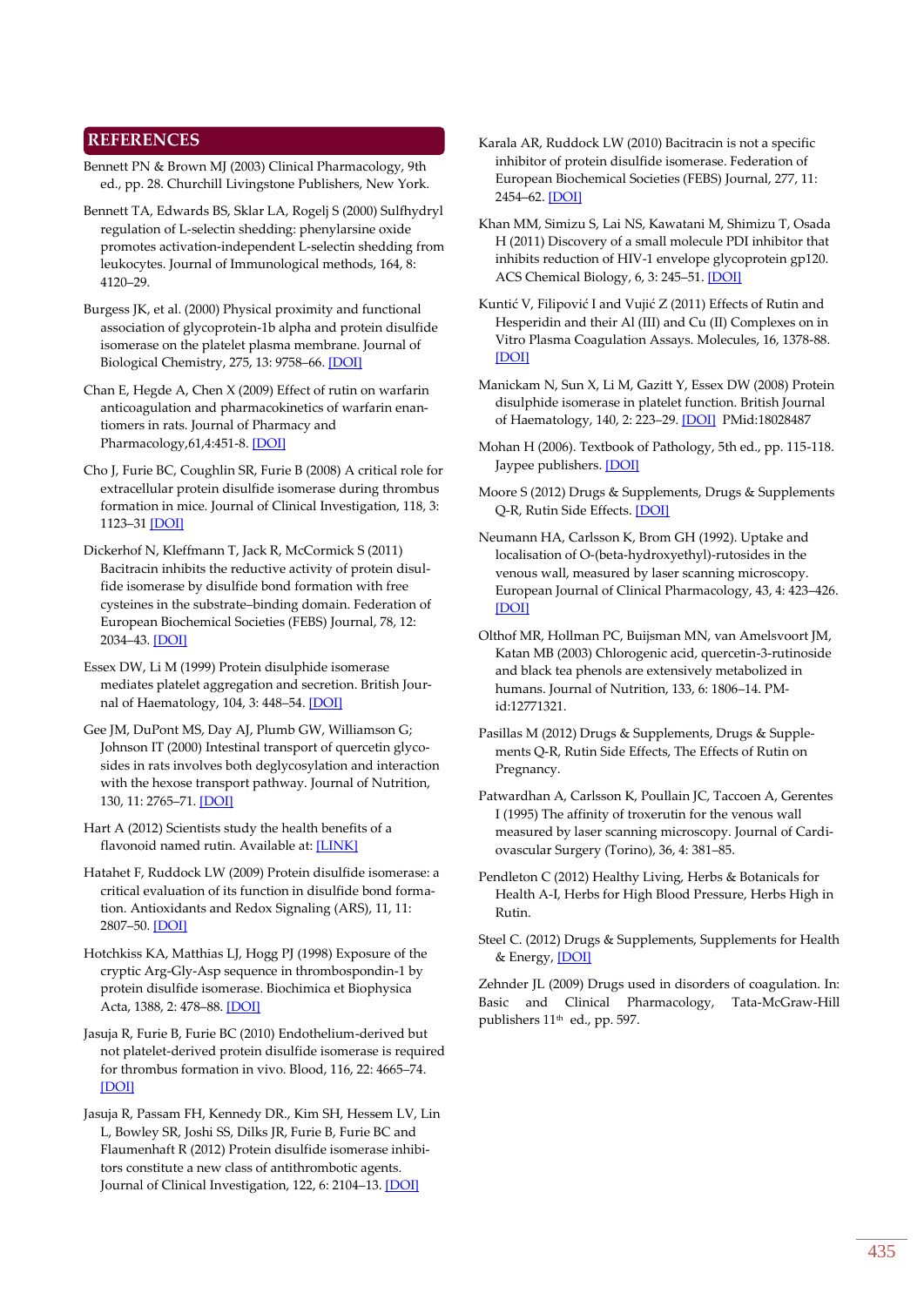## REFERENCES

Bennett PN & Brown MJ (2003) Clinical Pharmacology, 9th ed., pp. 28. Churchill Livingstone Publishers, New York.

Bennett TA, Edwards BS, Sklar LA, Rogelj S (2000) Sulfhydryl regulation of L-selectin shedding: phenylarsine oxide promotes activation-independent L-selectin shedding from leukocytes. Journal of Immunological methods, 164, 8: 4120–29.

Burgess JK, et al. (2000) Physical proximity and functional association of glycoprotein-1b alpha and protein disulfide isomerase on the platelet plasma membrane. Journal of Biological Chemistry, 275, 13: 9758–66. [DOI]

Chan E, Hegde A, Chen X (2009) Effect of rutin on warfarin anticoagulation and pharmacokinetics of warfarin enantiomers in rats. Journal of Pharmacy and Pharmacology,61,4:451-8. [DOI]

Cho J, Furie BC, Coughlin SR, Furie B (2008) A critical role for extracellular protein disulfide isomerase during thrombus formation in mice. Journal of Clinical Investigation, 118, 3: 1123–31 [DOI]

Dickerhof N, Kleffmann T, Jack R, McCormick S (2011) Bacitracin inhibits the reductive activity of protein disulfide isomerase by disulfide bond formation with free cysteines in the substrate–binding domain. Federation of European Biochemical Societies (FEBS) Journal, 78, 12: 2034–43. [DOI]

Essex DW, Li M (1999) Protein disulphide isomerase mediates platelet aggregation and secretion. British Journal of Haematology, 104, 3: 448–54. [DOI]

Gee JM, DuPont MS, Day AJ, Plumb GW, Williamson G; Johnson IT (2000) Intestinal transport of quercetin glycosides in rats involves both deglycosylation and interaction with the hexose transport pathway. Journal of Nutrition, 130, 11: 2765–71. [DOI]

Hart A (2012) Scientists study the health benefits of a flavonoid named rutin. Available at: [LINK]

Hatahet F, Ruddock LW (2009) Protein disulfide isomerase: a critical evaluation of its function in disulfide bond formation. Antioxidants and Redox Signaling (ARS), 11, 11: 2807–50. [DOI]

Hotchkiss KA, Matthias LJ, Hogg PJ (1998) Exposure of the cryptic Arg-Gly-Asp sequence in thrombospondin-1 by protein disulfide isomerase. Biochimica et Biophysica Acta, 1388, 2: 478–88. [DOI]

Jasuja R, Furie B, Furie BC (2010) Endothelium-derived but not platelet-derived protein disulfide isomerase is required for thrombus formation in vivo. Blood, 116, 22: 4665–74. [DOI]

Jasuja R, Passam FH, Kennedy DR., Kim SH, Hessem LV, Lin L, Bowley SR, Joshi SS, Dilks JR, Furie B, Furie BC and Flaumenhaft R (2012) Protein disulfide isomerase inhibitors constitute a new class of antithrombotic agents. Journal of Clinical Investigation, 122, 6: 2104–13. [DOI]

Karala AR, Ruddock LW (2010) Bacitracin is not a specific inhibitor of protein disulfide isomerase. Federation of European Biochemical Societies (FEBS) Journal, 277, 11: 2454–62. [DOI]

Khan MM, Simizu S, Lai NS, Kawatani M, Shimizu T, Osada H (2011) Discovery of a small molecule PDI inhibitor that inhibits reduction of HIV-1 envelope glycoprotein gp120. ACS Chemical Biology, 6, 3: 245–51. [DOI]

Kuntić V, Filipović I and Vujić Z (2011) Effects of Rutin and Hesperidin and their Al (III) and Cu (II) Complexes on in Vitro Plasma Coagulation Assays. Molecules, 16, 1378-88. [DOI]

Manickam N, Sun X, Li M, Gazitt Y, Essex DW (2008) Protein disulphide isomerase in platelet function. British Journal of Haematology, 140, 2: 223–29. [DOI] PMid:18028487

Mohan H (2006). Textbook of Pathology, 5th ed., pp. 115-118. Jaypee publishers. [DOI]

Moore S (2012) Drugs & Supplements, Drugs & Supplements Q-R, Rutin Side Effects. [DOI]

Neumann HA, Carlsson K, Brom GH (1992). Uptake and localisation of O-(beta-hydroxyethyl)-rutosides in the venous wall, measured by laser scanning microscopy. European Journal of Clinical Pharmacology, 43, 4: 423–426. [DOI]

Olthof MR, Hollman PC, Buijsman MN, van Amelsvoort JM, Katan MB (2003) Chlorogenic acid, quercetin-3-rutinoside and black tea phenols are extensively metabolized in humans. Journal of Nutrition, 133, 6: 1806–14. PMid:12771321.

Pasillas M (2012) Drugs & Supplements, Drugs & Supplements Q-R, Rutin Side Effects, The Effects of Rutin on Pregnancy.

Patwardhan A, Carlsson K, Poullain JC, Taccoen A, Gerentes I (1995) The affinity of troxerutin for the venous wall measured by laser scanning microscopy. Journal of Cardiovascular Surgery (Torino), 36, 4: 381–85.

Pendleton C (2012) Healthy Living, Herbs & Botanicals for Health A-I, Herbs for High Blood Pressure, Herbs High in Rutin.

Steel C. (2012) Drugs & Supplements, Supplements for Health & Energy, [DOI]

Zehnder JL (2009) Drugs used in disorders of coagulation. In: Basic and Clinical Pharmacology, Tata-McGraw-Hill publishers 11th ed., pp. 597.